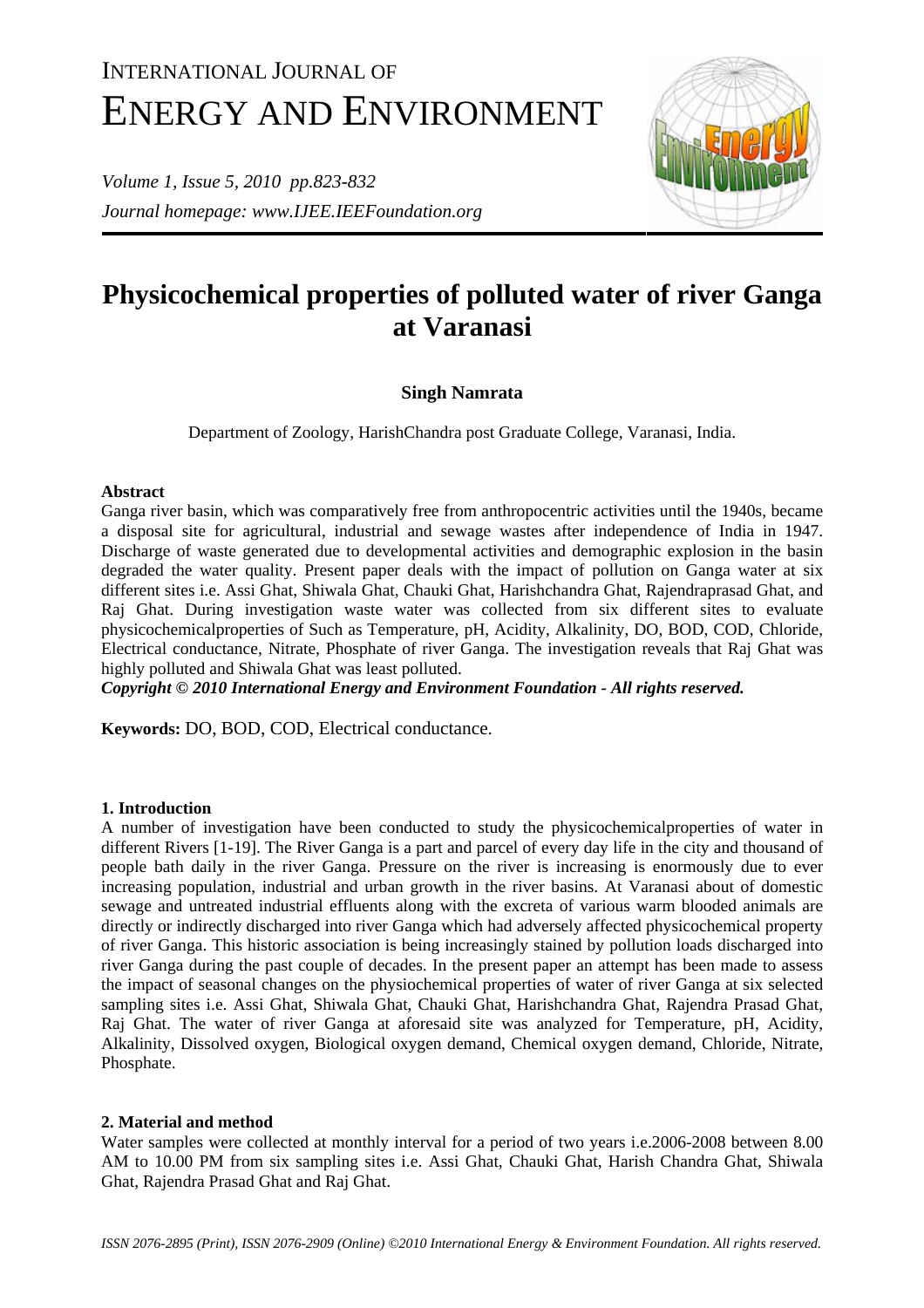# Physicochemical properties of polluted water of river Ganga at Varanasi

**Singh Namrata**

Department of Zoology, HarishChandra post Graduate College, Varanasi, India.

## Abstract

Ganga river basin, which was comparatively free from anthropocentric activities until the 1940s, became a disposal site for agricultural, industrial and sewage wastes after independence of India in 1947. Discharge of waste generated due to developmental activities and demographic explosion in the basin degraded the water quality. Present paper deals with the impact of pollution on Ganga water at six different sites i.e. Assi Ghat, Shiwala Ghat, Chauki Ghat, Harishchandra Ghat, Rajendraprasad Ghat, and Raj Ghat. During investigation waste water was collected from six different sites to evaluate physicochemicalproperties of Such as Temperature, pH, Acidity, Alkalinity, DO, BOD, COD, Chloride, Electrical conductance, Nitrate, Phosphate of river Ganga. The investigation reveals that Raj Ghat was highly polluted and Shiwala Ghat was least polluted.

***Copyright © 2010 International Energy and Environment Foundation - All rights reserved.***

**Keywords:** DO, BOD, COD, Electrical conductance.

## 1. Introduction

A number of investigation have been conducted to study the physicochemicalproperties of water in different Rivers [1-19]. The River Ganga is a part and parcel of every day life in the city and thousand of people bath daily in the river Ganga. Pressure on the river is increasing is enormously due to ever increasing population, industrial and urban growth in the river basins. At Varanasi about of domestic sewage and untreated industrial effluents along with the excreta of various warm blooded animals are directly or indirectly discharged into river Ganga which had adversely affected physicochemical property of river Ganga. This historic association is being increasingly stained by pollution loads discharged into river Ganga during the past couple of decades. In the present paper an attempt has been made to assess the impact of seasonal changes on the physiochemical properties of water of river Ganga at six selected sampling sites i.e. Assi Ghat, Shiwala Ghat, Chauki Ghat, Harishchandra Ghat, Rajendra Prasad Ghat, Raj Ghat. The water of river Ganga at aforesaid site was analyzed for Temperature, pH, Acidity, Alkalinity, Dissolved oxygen, Biological oxygen demand, Chemical oxygen demand, Chloride, Nitrate, Phosphate.

## 2. Material and method

Water samples were collected at monthly interval for a period of two years i.e.2006-2008 between 8.00 AM to 10.00 PM from six sampling sites i.e. Assi Ghat, Chauki Ghat, Harish Chandra Ghat, Shiwala Ghat, Rajendra Prasad Ghat and Raj Ghat.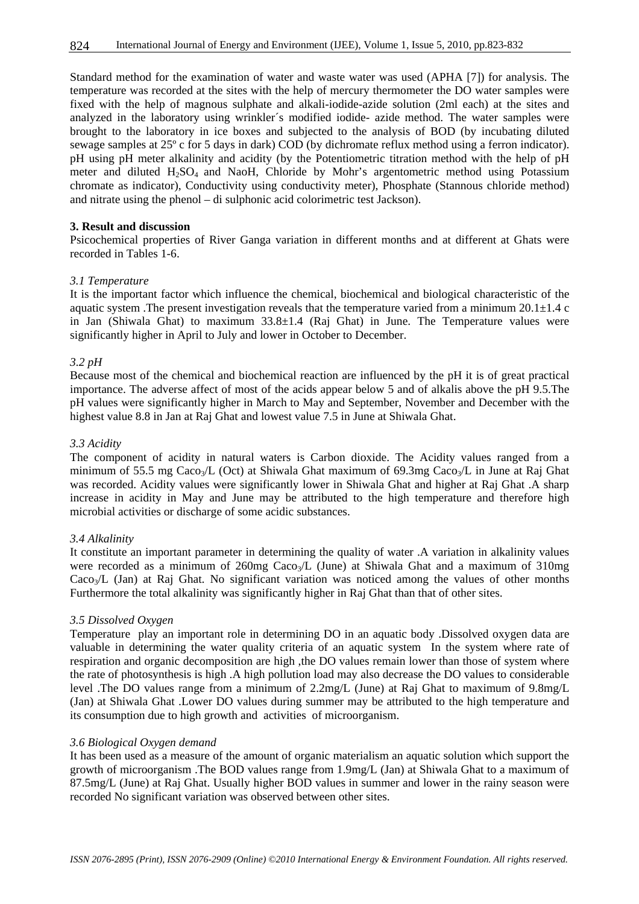Standard method for the examination of water and waste water was used (APHA [7]) for analysis. The temperature was recorded at the sites with the help of mercury thermometer the DO water samples were fixed with the help of magnous sulphate and alkali-iodide-azide solution (2ml each) at the sites and analyzed in the laboratory using wrinkler´s modified iodide- azide method. The water samples were brought to the laboratory in ice boxes and subjected to the analysis of BOD (by incubating diluted sewage samples at 25º c for 5 days in dark) COD (by dichromate reflux method using a ferron indicator). pH using pH meter alkalinity and acidity (by the Potentiometric titration method with the help of pH meter and diluted $H_2SO_4$ and NaoH, Chloride by Mohr's argentometric method using Potassium chromate as indicator), Conductivity using conductivity meter), Phosphate (Stannous chloride method) and nitrate using the phenol – di sulphonic acid colorimetric test Jackson).

## 3. Result and discussion

Psicochemical properties of River Ganga variation in different months and at different at Ghats were recorded in Tables 1-6.

### *3.1 Temperature*

It is the important factor which influence the chemical, biochemical and biological characteristic of the aquatic system .The present investigation reveals that the temperature varied from a minimum 20.1±1.4 c in Jan (Shiwala Ghat) to maximum 33.8±1.4 (Raj Ghat) in June. The Temperature values were significantly higher in April to July and lower in October to December.

### *3.2 pH*

Because most of the chemical and biochemical reaction are influenced by the pH it is of great practical importance. The adverse affect of most of the acids appear below 5 and of alkalis above the pH 9.5.The pH values were significantly higher in March to May and September, November and December with the highest value 8.8 in Jan at Raj Ghat and lowest value 7.5 in June at Shiwala Ghat.

### *3.3 Acidity*

The component of acidity in natural waters is Carbon dioxide. The Acidity values ranged from a minimum of 55.5 mg $Caco_3$/L (Oct) at Shiwala Ghat maximum of 69.3mg $Caco_3$/L in June at Raj Ghat was recorded. Acidity values were significantly lower in Shiwala Ghat and higher at Raj Ghat .A sharp increase in acidity in May and June may be attributed to the high temperature and therefore high microbial activities or discharge of some acidic substances.

### *3.4 Alkalinity*

It constitute an important parameter in determining the quality of water .A variation in alkalinity values were recorded as a minimum of 260mg $Caco_3$/L (June) at Shiwala Ghat and a maximum of 310mg $Caco_3$/L (Jan) at Raj Ghat. No significant variation was noticed among the values of other months Furthermore the total alkalinity was significantly higher in Raj Ghat than that of other sites.

### *3.5 Dissolved Oxygen*

Temperature play an important role in determining DO in an aquatic body .Dissolved oxygen data are valuable in determining the water quality criteria of an aquatic system In the system where rate of respiration and organic decomposition are high ,the DO values remain lower than those of system where the rate of photosynthesis is high .A high pollution load may also decrease the DO values to considerable level .The DO values range from a minimum of 2.2mg/L (June) at Raj Ghat to maximum of 9.8mg/L (Jan) at Shiwala Ghat .Lower DO values during summer may be attributed to the high temperature and its consumption due to high growth and activities of microorganism.

### *3.6 Biological Oxygen demand*

It has been used as a measure of the amount of organic materialism an aquatic solution which support the growth of microorganism .The BOD values range from 1.9mg/L (Jan) at Shiwala Ghat to a maximum of 87.5mg/L (June) at Raj Ghat. Usually higher BOD values in summer and lower in the rainy season were recorded No significant variation was observed between other sites.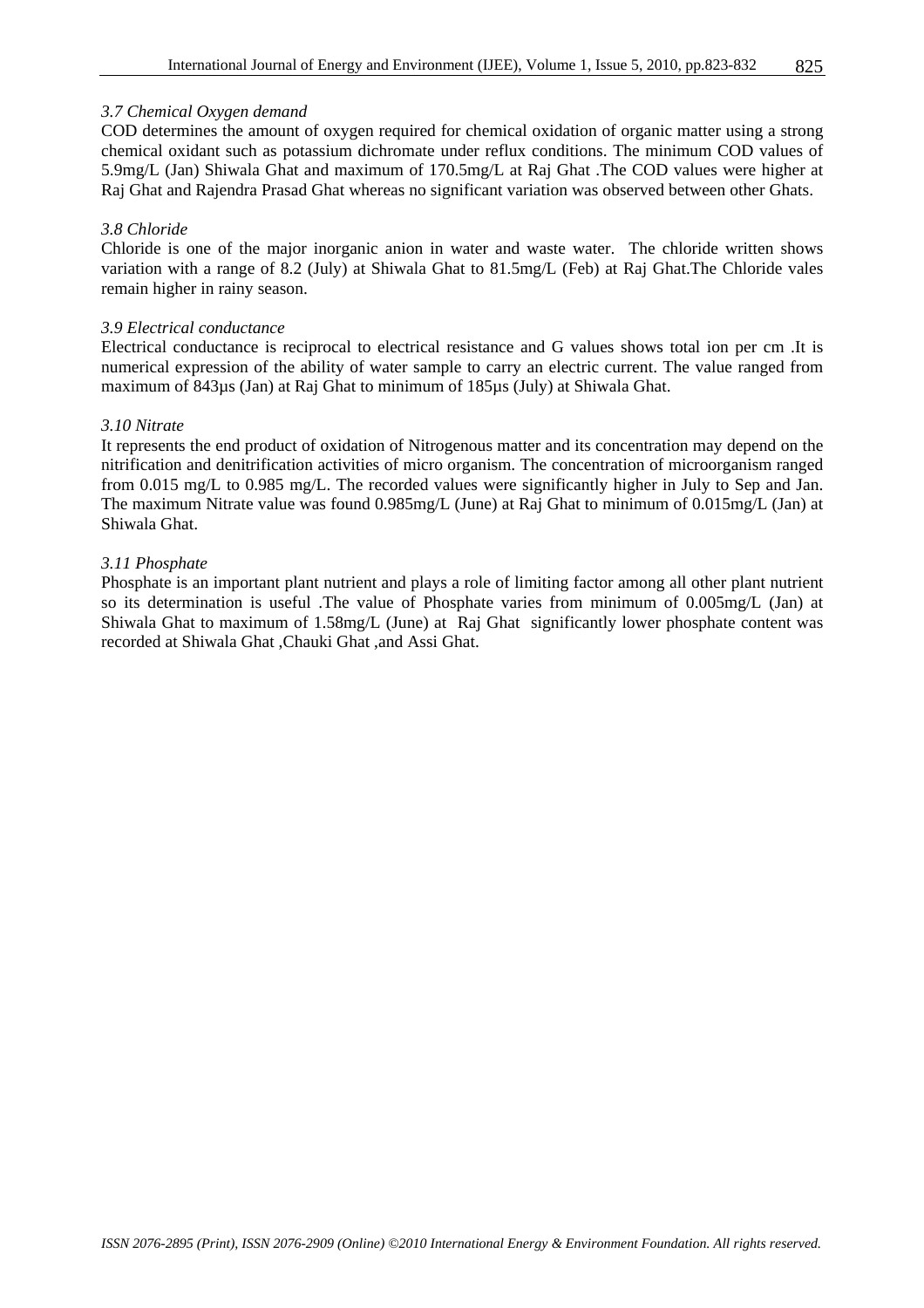### *3.7 Chemical Oxygen demand*

COD determines the amount of oxygen required for chemical oxidation of organic matter using a strong chemical oxidant such as potassium dichromate under reflux conditions. The minimum COD values of 5.9mg/L (Jan) Shiwala Ghat and maximum of 170.5mg/L at Raj Ghat .The COD values were higher at Raj Ghat and Rajendra Prasad Ghat whereas no significant variation was observed between other Ghats.

### *3.8 Chloride*

Chloride is one of the major inorganic anion in water and waste water. The chloride written shows variation with a range of 8.2 (July) at Shiwala Ghat to 81.5mg/L (Feb) at Raj Ghat.The Chloride vales remain higher in rainy season.

### *3.9 Electrical conductance*

Electrical conductance is reciprocal to electrical resistance and G values shows total ion per cm .It is numerical expression of the ability of water sample to carry an electric current. The value ranged from maximum of 843µs (Jan) at Raj Ghat to minimum of 185µs (July) at Shiwala Ghat.

### *3.10 Nitrate*

It represents the end product of oxidation of Nitrogenous matter and its concentration may depend on the nitrification and denitrification activities of micro organism. The concentration of microorganism ranged from 0.015 mg/L to 0.985 mg/L. The recorded values were significantly higher in July to Sep and Jan. The maximum Nitrate value was found 0.985mg/L (June) at Raj Ghat to minimum of 0.015mg/L (Jan) at Shiwala Ghat.

### *3.11 Phosphate*

Phosphate is an important plant nutrient and plays a role of limiting factor among all other plant nutrient so its determination is useful .The value of Phosphate varies from minimum of 0.005mg/L (Jan) at Shiwala Ghat to maximum of 1.58mg/L (June) at Raj Ghat significantly lower phosphate content was recorded at Shiwala Ghat ,Chauki Ghat ,and Assi Ghat.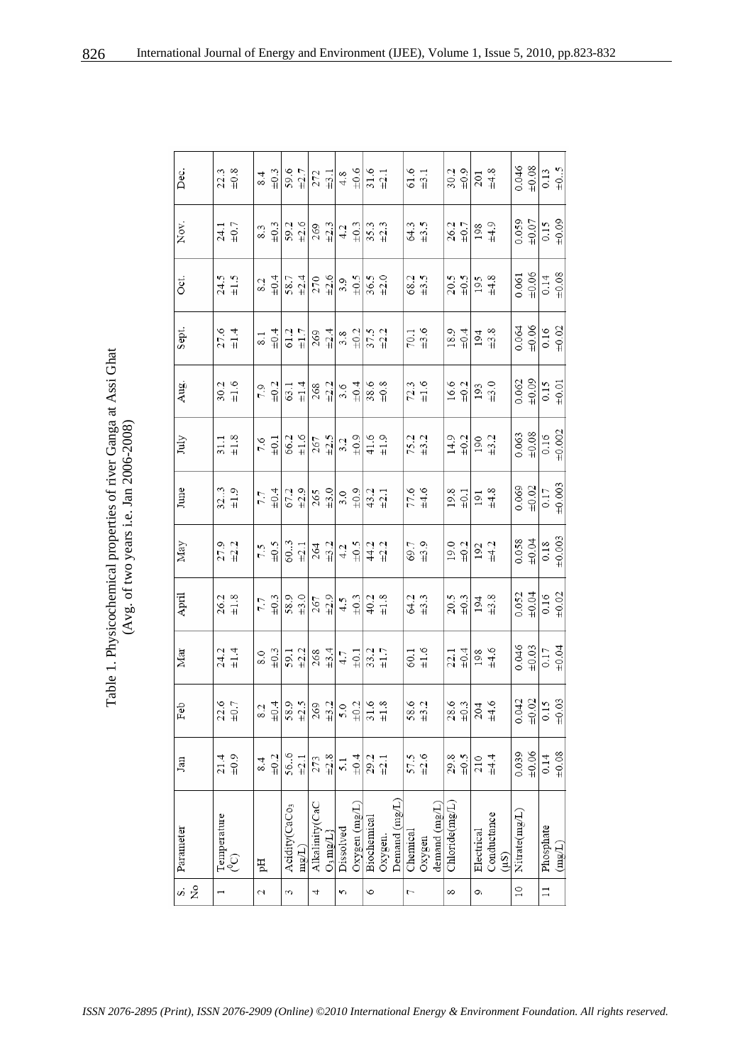Table 1. Physicochemical properties of river Ganga at Assi Ghat (Avg. of two years i.e. Jan 2006-2008)

| S. No | Parameter | Jan | Feb | Mar | April | May | June | July | Aug. | Sept. | Oct. | Nov. | Dec. |
|---|---|---|---|---|---|---|---|---|---|---|---|---|---|
| 1 | Temperature ($^0$C) | 21.4 ±0.9 | 22.6 ±0.7 | 24.2 ±1.4 | 26.2 ±1.8 | 27.9 ±2.2 | 32..3 ±1.9 | 31.1 ±1.8 | 30.2 ±1.6 | 27.6 ±1.4 | 24.5 ±1.5 | 24.1 ±0.7 | 22.3 ±0.8 |
| 2 | pH | 8.4 ±0.2 | 8.2 ±0.4 | 8.0 ±0.3 | 7.7 ±0.3 | 7.5 ±0.5 | 7.7 ±0.4 | 7.6 ±0.1 | 7.9 ±0.2 | 8.1 ±0.4 | 8.2 ±0.4 | 8.3 ±0.3 | 8.4 ±0.3 |
| 3 | Acidity($CaCO_3$ mg/L) | 56..6 ±2.1 | 58.9 ±2.5 | 59.1 ±2.2 | 58.9 ±3.0 | 60..3 ±2.1 | 67.2 ±2.9 | 66.2 ±1.6 | 63.1 ±1.4 | 61.2 ±1.7 | 58.7 ±2.4 | 59.2 ±2.6 | 59.6 ±2.7 |
| 4 | Alkalinity($CaCO_3$ mg/L) | 273 ±2.8 | 269 ±3.2 | 268 ±3.4 | 267 ±2.9 | 264 ±3.2 | 265 ±3.0 | 267 ±2.5 | 268 ±2.2 | 269 ±2.4 | 270 ±2.6 | 269 ±2.3 | 272 ±3.1 |
| 5 | Dissolved Oxygen (mg/L) | 5.1 ±0.4 | 5.0 ±0.2 | 4.7 ±0.1 | 4.5 ±0.3 | 4.2 ±0.5 | 3.0 ±0.9 | 3.2 ±0.9 | 3.6 ±0.4 | 3.8 ±0.2 | 3.9 ±0.5 | 4.2 ±0.3 | 4.8 ±0.6 |
| 6 | Biochemical Oxygen Demand (mg/L) | 29.2 ±2.1 | 31.6 ±1.8 | 33.2 ±1.7 | 40.2 ±1.8 | 44.2 ±2.2 | 43.2 ±2.1 | 41.6 ±1.9 | 38.6 ±0.8 | 37.5 ±2.2 | 36.5 ±2.0 | 35.3 ±2.3 | 31.6 ±2.1 |
| 7 | Chemical Oxygen demand (mg/L) | 57.5 ±2.6 | 58.6 ±3.2 | 60.1 ±1.6 | 64.2 ±3.3 | 69.7 ±3.9 | 77.6 ±4.6 | 75.2 ±3.2 | 72.3 ±1.6 | 70.1 ±3.6 | 68.2 ±3.5 | 64.3 ±3.5 | 61.6 ±3.1 |
| 8 | Chloride(mg/L) | 29.8 ±0.5 | 28.6 ±0.3 | 22.1 ±0.4 | 20.5 ±0.3 | 19.0 ±0.2 | 19.8 ±0.1 | 14.9 ±0.2 | 16.6 ±0.2 | 18.9 ±0.4 | 20.5 ±0.5 | 26.2 ±0.7 | 30.2 ±0.9 |
| 9 | Electrical Conductance (µS) | 210 ±4.4 | 204 ±4.6 | 198 ±4.6 | 194 ±3.8 | 192 ±4.2 | 191 ±4.8 | 190 ±3.2 | 193 ±3.0 | 194 ±3.8 | 195 ±4.8 | 198 ±4.9 | 201 ±4.8 |
| 10 | Nitrate(mg/L) | 0.039 ±0.06 | 0.042 ±0.02 | 0.046 ±0.03 | 0.052 ±0.04 | 0.058 ±0.04 | 0.069 ±0.02 | 0.063 ±0.08 | 0.062 ±0.09 | 0.064 ±0.06 | 0.061 ±0.06 | 0.059 ±0.07 | 0.046 ±0.08 |
| 11 | Phosphate (mg/L) | 0.14 ±0.08 | 0.15 ±0.03 | 0.17 ±0.04 | 0.16 ±0.02 | 0.18 ±0.003 | 0.17 ±0.003 | 0.16 ±0.002 | 0.15 ±0.01 | 0.16 ±0.02 | 0.14 ±0.08 | 0.15 ±0.09 | 0.13 ±0..5 |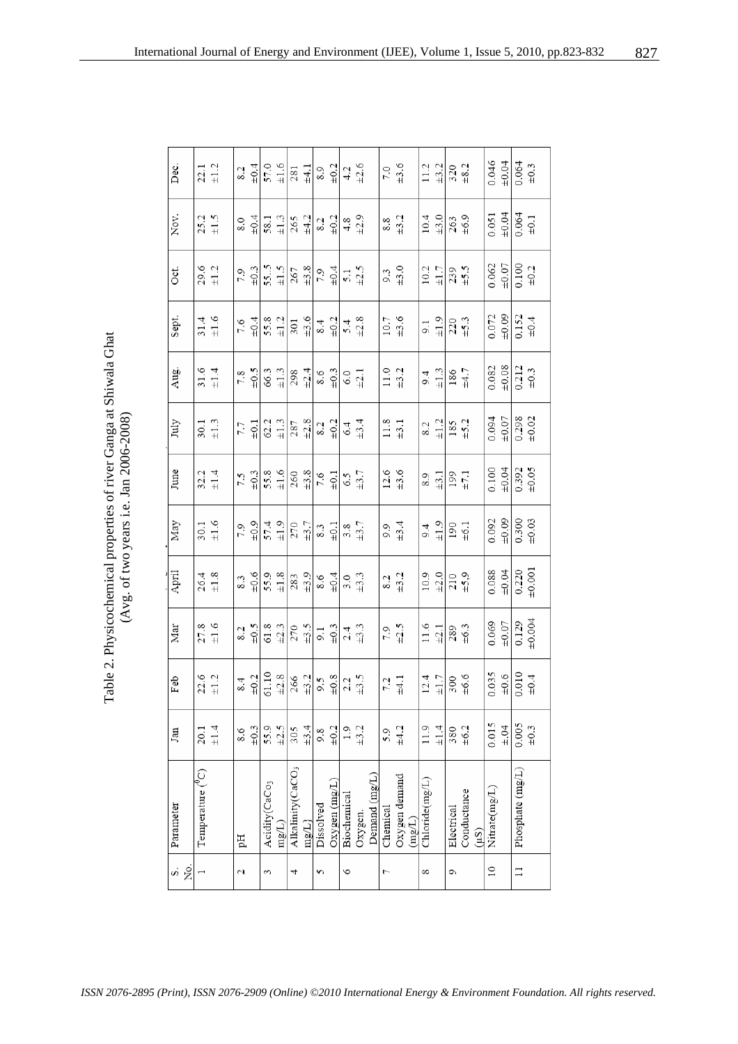Table 2. Physicochemical properties of river Ganga at Shiwala Ghat (Avg. of two years i.e. Jan 2006-2008)

| S. No. | Parameter | Jan | Feb | Mar | April | May | June | July | Aug. | Sept. | Oct. | Nov. | Dec. |
|---|---|---|---|---|---|---|---|---|---|---|---|---|---|
| 1 | Temperature ($^0C$) | 20.1 ±1.4 | 22.6 ±1.2 | 27.8 ±1.6 | 26.4 ±1.8 | 30.1 ±1.6 | 32.2 ±1.4 | 30.1 ±1.3 | 31.6 ±1.4 | 31.4 ±1.6 | 29.6 ±1.2 | 25.2 ±1.5 | 22.1 ±1.2 |
| 2 | pH | 8.6 ±0.3 | 8.4 ±0.2 | 8.2 ±0.5 | 8.3 ±0.6 | 7.9 ±0.9 | 7.5 ±0.3 | 7.7 ±0.1 | 7.8 ±0.5 | 7.6 ±0.4 | 7.9 ±0.3 | 8.0 ±0.4 | 8.2 ±0.4 |
| 3 | Acidity($CaCo_3$ mg/L) | 55.9 ±2.5 | 61.10 ±2.8 | 61.8 ±2.3 | 55.9 ±1.8 | 57.4 ±1.9 | 55.8 ±1.6 | 62.2 ±1.3 | 66.3 ±1.3 | 55.8 ±1.2 | 55.5 ±1.5 | 58.1 ±1.3 | 57.0 ±1.6 |
| 4 | Alkalinity($CaCO_3$ mg/L) | 305 ±3.4 | 266 ±3.2 | 270 ±3.5 | 283 ±3.9 | 270 ±3.7 | 260 ±3.8 | 287 ±2.8 | 298 ±2.4 | 301 ±3.6 | 267 ±3.8 | 265 ±4.2 | 281 ±4.1 |
| 5 | Dissolved Oxygen (mg/L) | 9.8 ±0.2 | 9.5 ±0.8 | 9.1 ±0.3 | 8.6 ±0.4 | 8.3 ±0.1 | 7.6 ±0.1 | 8.2 ±0.2 | 8.6 ±0.3 | 8.4 ±0.2 | 7.9 ±0.4 | 8.2 ±0.2 | 8.9 ±0.2 |
| 6 | Biochemical Oxygen Demand (mg/L) | 1.9 ±3.2 | 2.2 ±3.5 | 2.4 ±3.3 | 3.0 ±3.3 | 3.8 ±3.7 | 6.5 ±3.7 | 6.4 ±3.4 | 6.0 ±2.1 | 5.4 ±2.8 | 5.1 ±2.5 | 4.8 ±2.9 | 4.2 ±2.6 |
| 7 | Chemical Oxygen demand (mg/L) | 5.9 ±4.2 | 7.2 ±4.1 | 7.9 ±2.5 | 8.2 ±3.2 | 9.9 ±3.4 | 12.6 ±3.6 | 11.8 ±3.1 | 11.0 ±3.2 | 10.7 ±3.6 | 9.3 ±3.0 | 8.8 ±3.2 | 7.0 ±3.6 |
| 8 | Chloride(mg/L) | 11.9 ±1.4 | 12.4 ±1.7 | 11.6 ±2.1 | 10.9 ±2.0 | 9.4 ±1.9 | 8.9 ±3.1 | 8.2 ±1.2 | 9.4 ±1.3 | 9.1 ±1.9 | 10.2 ±1.7 | 10.4 ±3.0 | 11.2 ±3.2 |
| 9 | Electrical Conductance (µS) | 380 ±6.2 | 300 ±6.6 | 289 ±6.3 | 210 ±5.9 | 190 ±6.1 | 199 ±7.1 | 185 ±5.2 | 186 ±4.7 | 220 ±5.3 | 239 ±5.5 | 263 ±6.9 | 320 ±8.2 |
| 10 | Nitrate(mg/L) | 0.015 ±.04 | 0.035 ±0.6 | 0.069 ±0.07 | 0.088 ±0.04 | 0.092 ±0.09 | 0.100 ±0.04 | 0.094 ±0.07 | 0.082 ±0.08 | 0.072 ±0.09 | 0.062 ±0.07 | 0.051 ±0.04 | 0.046 ±0.04 |
| 11 | Phosphate (mg/L) | 0.005 ±0.3 | 0.010 ±0.4 | 0.129 ±0.004 | 0.220 ±0.001 | 0.300 ±0.03 | 0.392 ±0.05 | 0.298 ±0.02 | 0.212 ±0.3 | 0.152 ±0.4 | 0.100 ±0.2 | 0.064 ±0.1 | 0.064 ±0.3 |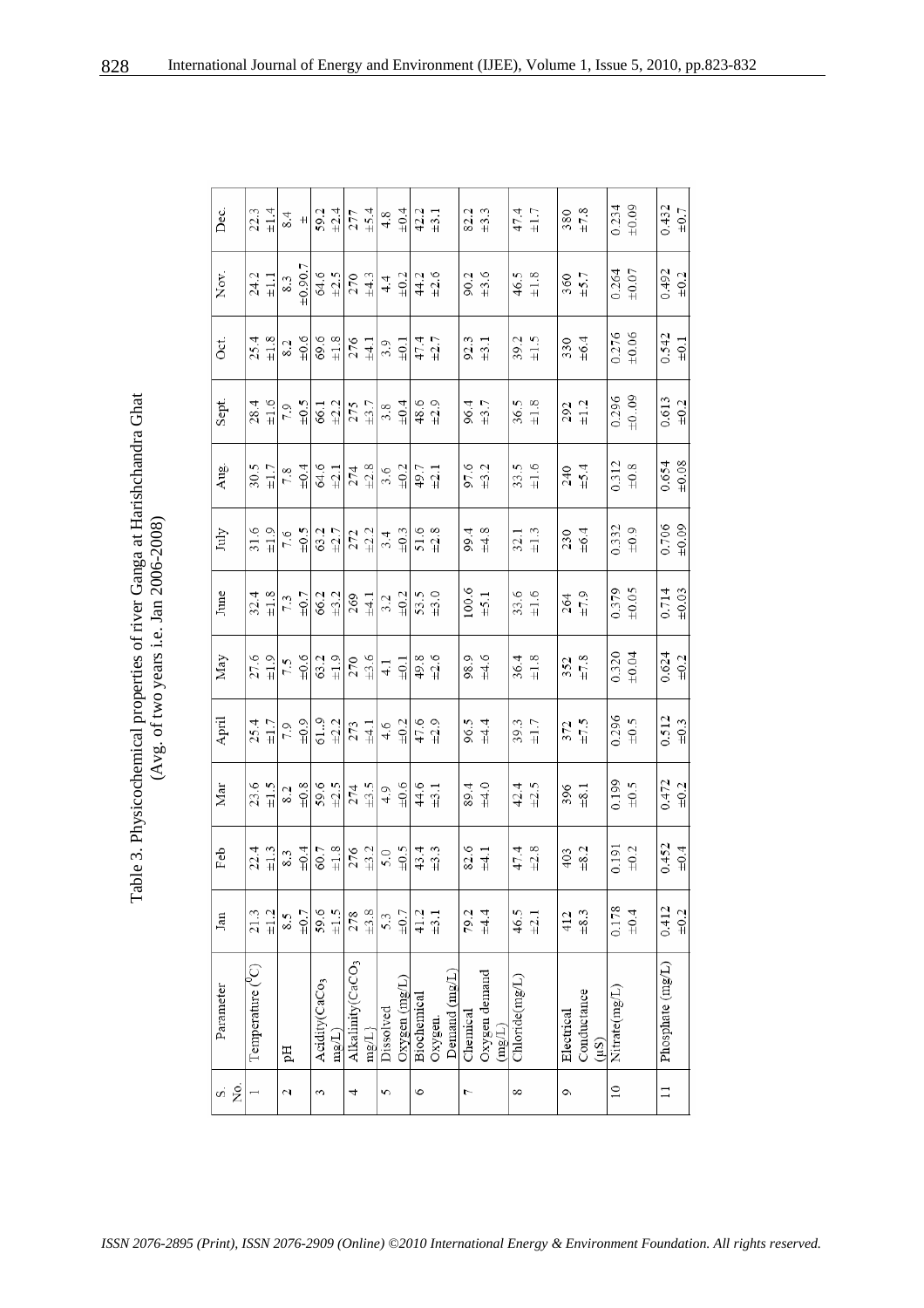Table 3. Physicochemical properties of river Ganga at Harishchandra Ghat (Avg. of two years i.e. Jan 2006-2008)

| S. No. | Parameter | Jan | Feb | Mar | April | May | June | July | Aug. | Sept. | Oct. | Nov. | Dec. |
|---|---|---|---|---|---|---|---|---|---|---|---|---|---|
| 1 | Temperature ($^0C$) | 21.3 ±1.2 | 22.4 ±1.3 | 23.6 ±1.5 | 25.4 ±1.7 | 27.6 ±1.9 | 32.4 ±1.8 | 31.6 ±1.9 | 30.5 ±1.7 | 28.4 ±1.6 | 25.4 ±1.8 | 24.2 ±1.1 | 22.3 ±1.4 |
| 2 | pH | 8.5 ±0.7 | 8.3 ±0.4 | 8.2 ±0.8 | 7.9 ±0.9 | 7.5 ±0.6 | 7.3 ±0.7 | 7.6 ±0.5 | 7.8 ±0.4 | 7.9 ±0.5 | 8.2 ±0.6 | 8.3 ±0.90.7 | 8.4 ± |
| 3 | Acidity($CaCo_3$ mg/L) | 59.6 ±1.5 | 60.7 ±1.8 | 59.6 ±2.5 | 61..9 ±2.2 | 63.2 ±1.9 | 66.2 ±3.2 | 63.2 ±2.7 | 64.6 ±2.1 | 66.1 ±2.2 | 69.6 ±1.8 | 64.6 ±2.5 | 59.2 ±2.4 |
| 4 | Alkalinity($CaCO_3$ mg/L) | 278 ±3.8 | 276 ±3.2 | 274 ±3.5 | 273 ±4.1 | 270 ±3.6 | 269 ±4.1 | 272 ±2.2 | 274 ±2.8 | 275 ±3.7 | 276 ±4.1 | 270 ±4.3 | 277 ±5.4 |
| 5 | Dissolved Oxygen (mg/L) | 5.3 ±0.7 | 5.0 ±0.5 | 4.9 ±0.6 | 4.6 ±0.2 | 4.1 ±0.1 | 3.2 ±0.2 | 3.4 ±0.3 | 3.6 ±0.2 | 3.8 ±0.4 | 3.9 ±0.1 | 4.4 ±0.2 | 4.8 ±0.4 |
| 6 | Biochemical Oxygen Demand (mg/L) | 41.2 ±3.1 | 43.4 ±3.3 | 44.6 ±3.1 | 47.6 ±2.9 | 49.8 ±2.6 | 53.5 ±3.0 | 51.6 ±2.8 | 49.7 ±2.1 | 48.6 ±2.9 | 47.4 ±2.7 | 44.2 ±2.6 | 42.2 ±3.1 |
| 7 | Chemical Oxygen demand (mg/L) | 79.2 ±4.4 | 82.6 ±4.1 | 89.4 ±4.0 | 96.5 ±4.4 | 98.9 ±4.6 | 100.6 ±5.1 | 99.4 ±4.8 | 97.6 ±3.2 | 96.4 ±3.7 | 92.3 ±3.1 | 90.2 ±3.6 | 82.2 ±3.3 |
| 8 | Chloride(mg/L) | 46.5 ±2.1 | 47.4 ±2.8 | 42.4 ±2.5 | 39.3 ±1.7 | 36.4 ±1.8 | 33.6 ±1.6 | 32.1 ±1.3 | 33.5 ±1.6 | 36.5 ±1.8 | 39.2 ±1.5 | 46.5 ±1.8 | 47.4 ±1.7 |
| 9 | Electrical Conductance (µS) | 412 ±8.3 | 403 ±8.2 | 396 ±8.1 | 372 ±7.5 | 352 ±7.8 | 264 ±7.9 | 230 ±6.4 | 240 ±5.4 | 292 ±1.2 | 330 ±6.4 | 360 ±5.7 | 380 ±7.8 |
| 10 | Nitrate(mg/L) | 0.178 ±0.4 | 0.191 ±0.2 | 0.199 ±0.5 | 0.296 ±0.5 | 0.320 ±0.04 | 0.379 ±0.05 | 0.332 ±0.9 | 0.312 ±0.8 | 0.296 ±0.09 | 0.276 ±0.06 | 0.264 ±0.07 | 0.234 ±0.09 |
| 11 | Phosphate (mg/L) | 0.412 ±0.2 | 0.452 ±0.4 | 0.472 ±0.2 | 0.512 ±0.3 | 0.624 ±0.2 | 0.714 ±0.03 | 0.706 ±0.09 | 0.654 ±0.08 | 0.613 ±0.2 | 0.542 ±0.1 | 0.492 ±0.2 | 0.432 ±0.7 |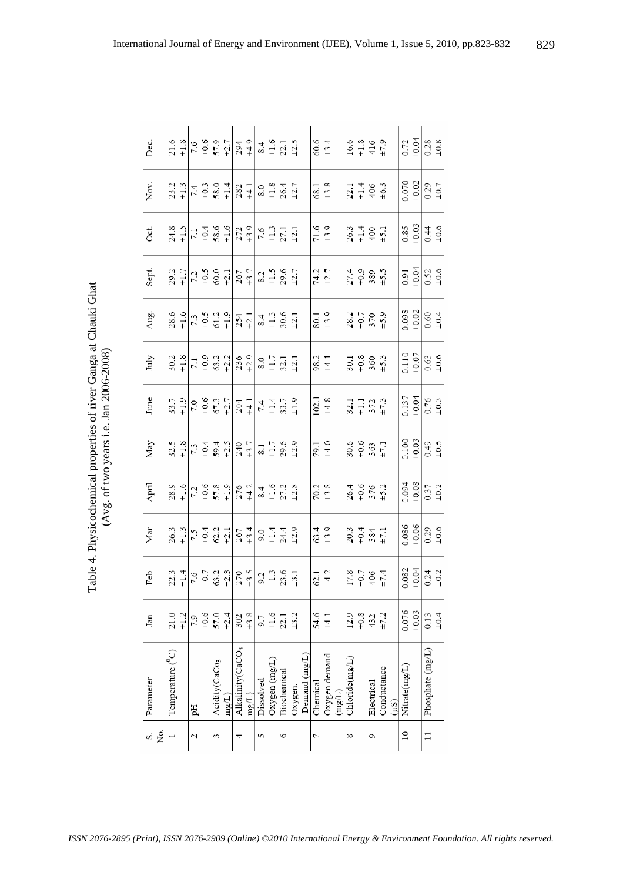Table 4. Physicochemical properties of river Ganga at Chauki Ghat (Avg. of two years i.e. Jan 2006-2008)

| S. No. | Parameter | Jan | Feb | Mar | April | May | June | July | Aug. | Sept. | Oct. | Nov. | Dec. |
|---|---|---|---|---|---|---|---|---|---|---|---|---|---|
| 1 | Temperature ($^0C$) | 21.0 ±1.2 | 22.3 ±1.4 | 26.3 ±1.3 | 28.9 ±1.6 | 32.5 ±1.8 | 33.7 ±1.9 | 30.2 ±1.8 | 28.6 ±1.6 | 29.2 ±1.7 | 24.8 ±1.5 | 23.2 ±1.3 | 21.6 ±1.8 |
| 2 | pH | 7.9 ±0.6 | 7.6 ±0.7 | 7.5 ±0.4 | 7.2 ±0.6 | 7.3 ±0.4 | 7.0 ±0.6 | 7.1 ±0.9 | 7.3 ±0.5 | 7.2 ±0.5 | 7.1 ±0.4 | 7.4 ±0.3 | 7.6 ±0.6 |
| 3 | Acidity($CaCo_3$ mg/L) | 57.0 ±2.4 | 63.2 ±2.3 | 62.2 ±2.1 | 57.8 ±1.9 | 59.4 ±2.5 | 67.3 ±2.7 | 63.2 ±2.2 | 61.2 ±1.9 | 60.0 ±2.1 | 58.6 ±1.6 | 58.0 ±1.4 | 57.9 ±2.7 |
| 4 | Alkalinity($CaCO_3$ mg/L) | 302 ±3.8 | 270 ±3.5 | 267 ±3.4 | 276 ±4.2 | 240 ±3.7 | 204 ±4.1 | 236 ±2.9 | 254 ±2.1 | 267 ±3.7 | 272 ±3.9 | 282 ±4.1 | 294 ±4.9 |
| 5 | Dissolved Oxygen (mg/L) | 9.7 ±1.6 | 9.2 ±1.3 | 9.0 ±1.4 | 8.4 ±1.6 | 8.1 ±1.7 | 7.4 ±1.4 | 8.0 ±1.7 | 8.4 ±1.3 | 8.2 ±1.5 | 7.6 ±1.3 | 8.0 ±1.8 | 8.4 ±1.6 |
| 6 | Biochemical Oxygen Demand (mg/L) | 22.1 ±3.2 | 23.6 ±3.1 | 24.4 ±2.9 | 27.2 ±2.8 | 29.6 ±2.9 | 33.7 ±1.9 | 32.1 ±2.1 | 30.6 ±2.1 | 29.6 ±2.7 | 27.1 ±2.1 | 26.4 ±2.7 | 22.1 ±2.5 |
| 7 | Chemical Oxygen demand (mg/L) | 54.6 ±4.1 | 62.1 ±4.2 | 63.4 ±3.9 | 70.2 ±3.8 | 79.1 ±4.0 | 102.1 ±4.8 | 98.2 ±4.1 | 80.1 ±3.9 | 74.2 ±2.7 | 71.6 ±3.9 | 68.1 ±3.8 | 60.6 ±3.4 |
| 8 | Chloride(mg/L) | 12.9 ±0.8 | 17.8 ±0.7 | 20.3 ±0.4 | 26.4 ±0.6 | 30.6 ±0.6 | 32.1 ±1.1 | 30.1 ±0.8 | 28.2 ±0.7 | 27.4 ±0.9 | 26.3 ±1.4 | 22.1 ±1.4 | 16.6 ±1.8 |
| 9 | Electrical Conductance (µS) | 432 ±7.2 | 406 ±7.4 | 384 ±7.1 | 376 ±5.2 | 363 ±7.1 | 372 ±7.3 | 360 ±5.3 | 370 ±5.9 | 389 ±5.5 | 400 ±5.1 | 406 ±6.3 | 416 ±7.9 |
| 10 | Nitrate(mg/L) | 0.076 ±0.03 | 0.082 ±0.04 | 0.086 ±0.06 | 0.094 ±0.08 | 0.100 ±0.03 | 0.137 ±0.04 | 0.110 ±0.07 | 0.098 ±0.02 | 0.91 ±0.04 | 0.85 ±0.03 | 0.070 ±0.02 | 0.72 ±0.04 |
| 11 | Phosphate (mg/L) | 0.13 ±0.4 | 0.24 ±0.2 | 0.29 ±0.6 | 0.37 ±0.2 | 0.49 ±0.5 | 0.76 ±0.3 | 0.63 ±0.6 | 0.60 ±0.4 | 0.52 ±0.6 | 0.44 ±0.6 | 0.29 ±0.7 | 0.28 ±0.8 |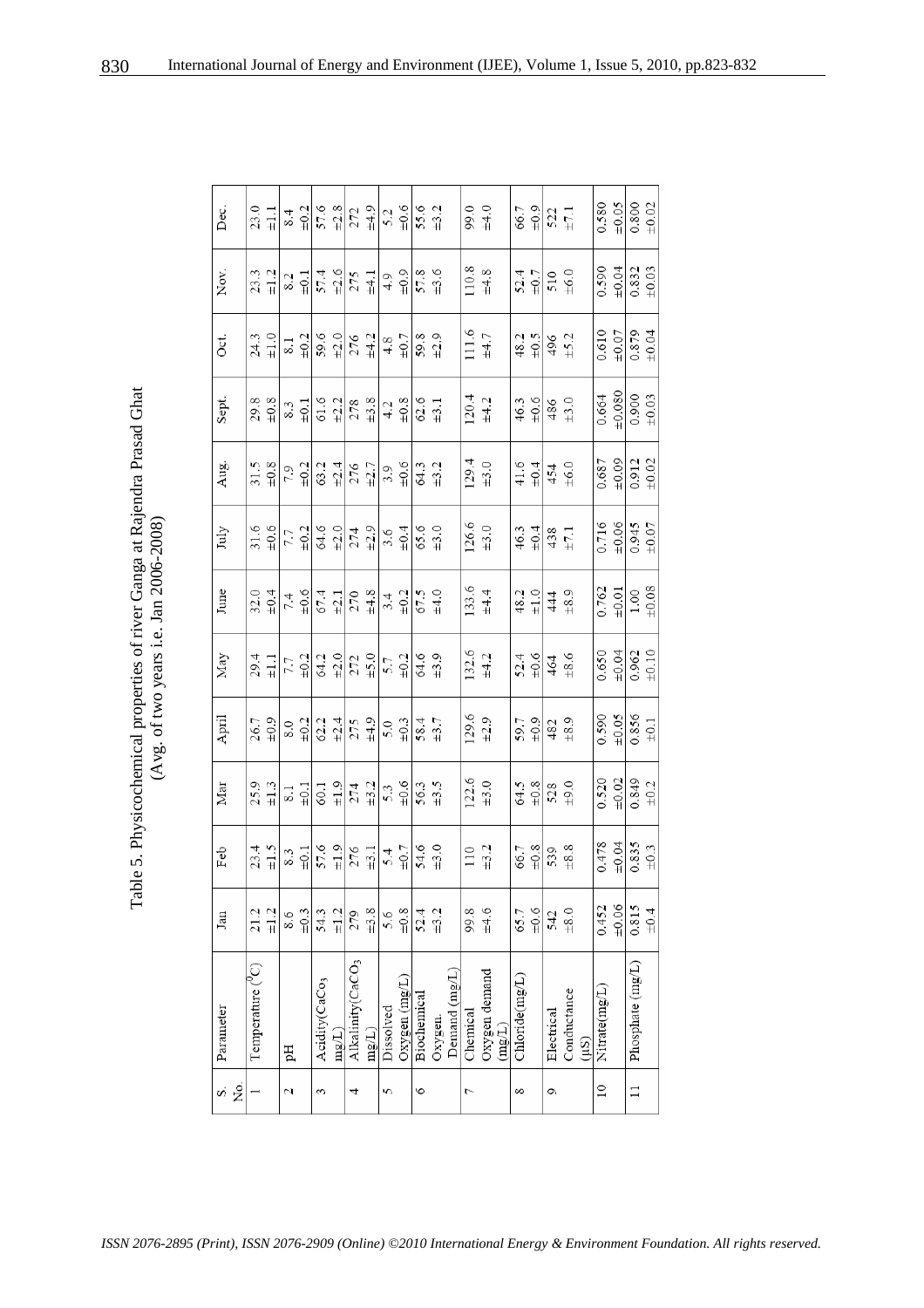Table 5. Physicochemical properties of river Ganga at Rajendra Prasad Ghat (Avg. of two years i.e. Jan 2006-2008)

| S. No. | Parameter | Jan | Feb | Mar | April | May | June | July | Aug. | Sept. | Oct. | Nov. | Dec. |
|---|---|---|---|---|---|---|---|---|---|---|---|---|---|
| 1 | Temperature ($^0$C) | 21.2 ±1.2 | 23.4 ±1.5 | 25.9 ±1.3 | 26.7 ±0.9 | 29.4 ±1.1 | 32.0 ±0.4 | 31.6 ±0.6 | 31.5 ±0.8 | 29.8 ±0.8 | 24.3 ±1.0 | 23.3 ±1.2 | 23.0 ±1.1 |
| 2 | pH | 8.6 ±0.3 | 8.3 ±0.1 | 8.1 ±0.1 | 8.0 ±0.2 | 7.7 ±0.2 | 7.4 ±0.6 | 7.7 ±0.2 | 7.9 ±0.2 | 8.3 ±0.1 | 8.1 ±0.2 | 8.2 ±0.1 | 8.4 ±0.2 |
| 3 | Acidity($CaCo_3$ mg/L) | 54.3 ±1.2 | 57.6 ±1.9 | 60.1 ±1.9 | 62.2 ±2.4 | 64.2 ±2.0 | 67.4 ±2.1 | 64.6 ±2.0 | 63.2 ±2.4 | 61.6 ±2.2 | 59.6 ±2.0 | 57.4 ±2.6 | 57.6 ±2.8 |
| 4 | Alkalinity($CaCO_3$ mg/L) | 279 ±3.8 | 276 ±3.1 | 274 ±3.2 | 275 ±4.9 | 272 ±5.0 | 270 ±4.8 | 274 ±2.9 | 276 ±2.7 | 278 ±3.8 | 276 ±4.2 | 275 ±4.1 | 272 ±4.9 |
| 5 | Dissolved Oxygen (mg/L) | 5.6 ±0.8 | 5.4 ±0.7 | 5.3 ±0.6 | 5.0 ±0.3 | 5.7 ±0.2 | 3.4 ±0.2 | 3.6 ±0.4 | 3.9 ±0.6 | 4.2 ±0.8 | 4.8 ±0.7 | 4.9 ±0.9 | 5.2 ±0.6 |
| 6 | Biochemical Oxygen Demand (mg/L) | 52.4 ±3.2 | 54.6 ±3.0 | 56.3 ±3.5 | 58.4 ±3.7 | 64.6 ±3.9 | 67.5 ±4.0 | 65.6 ±3.0 | 64.3 ±3.2 | 62.6 ±3.1 | 59.8 ±2.9 | 57.8 ±3.6 | 55.6 ±3.2 |
| 7 | Chemical Oxygen demand (mg/L) | 99.8 ±4.6 | 110 ±3.2 | 122.6 ±3.0 | 129.6 ±2.9 | 132.6 ±4.2 | 133.6 ±4.4 | 126.6 ±3.0 | 129.4 ±3.0 | 120.4 ±4.2 | 111.6 ±4.7 | 110.8 ±4.8 | 99.0 ±4.0 |
| 8 | Chloride(mg/L) | 65.7 ±0.6 | 66.7 ±0.8 | 64.5 ±0.8 | 59.7 ±0.9 | 52.4 ±0.6 | 48.2 ±1.0 | 46.3 ±0.4 | 41.6 ±0.4 | 46.3 ±0.6 | 48.2 ±0.5 | 52.4 ±0.7 | 66.7 ±0.9 |
| 9 | Electrical Conductance (μS) | 542 ±8.0 | 539 ±8.8 | 528 ±9.0 | 482 ±8.9 | 464 ±8.6 | 444 ±8.9 | 438 ±7.1 | 454 ±6.0 | 486 ±3.0 | 496 ±5.2 | 510 ±6.0 | 522 ±7.1 |
| 10 | Nitrate(mg/L) | 0.452 ±0.06 | 0.478 ±0.04 | 0.520 ±0.02 | 0.590 ±0.05 | 0.650 ±0.04 | 0.762 ±0.01 | 0.716 ±0.06 | 0.687 ±0.09 | 0.664 ±0.080 | 0.610 ±0.07 | 0.590 ±0.04 | 0.580 ±0.05 |
| 11 | Phosphate (mg/L) | 0.815 ±0.4 | 0.835 ±0.3 | 0.849 ±0.2 | 0.856 ±0.1 | 0.962 ±0.10 | 1.00 ±0.08 | 0.945 ±0.07 | 0.912 ±0.02 | 0.900 ±0.03 | 0.879 ±0.04 | 0.832 ±0.03 | 0.800 ±0.02 |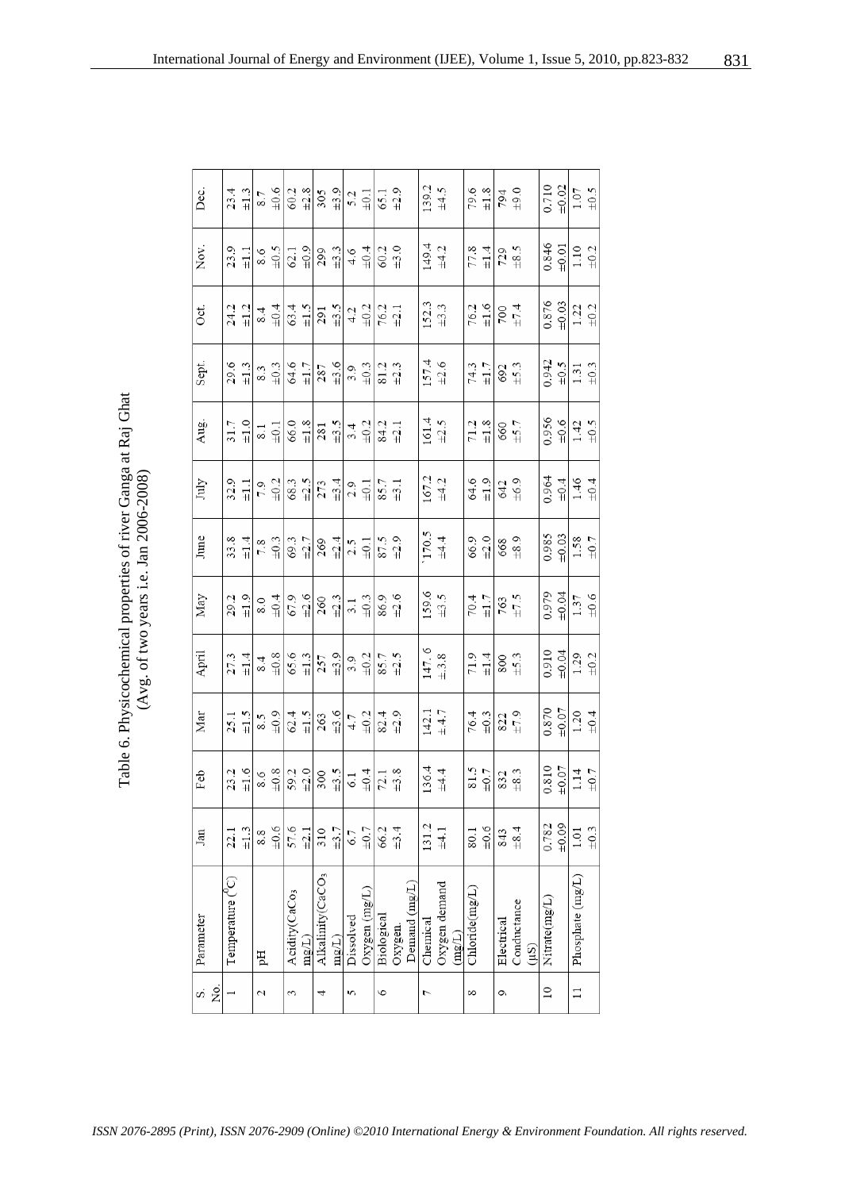Table 6. Physicochemical properties of river Ganga at Raj Ghat
(Avg. of two years i.e. Jan 2006-2008)

| S. No. | Parameter | Jan | Feb | Mar | April | May | June | July | Aug. | Sept. | Oct. | Nov. | Dec. |
|---|---|---|---|---|---|---|---|---|---|---|---|---|---|
| 1 | Temperature ($^0$C) | 22.1 ±1.3 | 23.2 ±1.6 | 25.1 ±1.5 | 27.3 ±1.4 | 29.2 ±1.9 | 33.8 ±1.4 | 32.9 ±1.1 | 31.7 ±1.0 | 29.6 ±1.3 | 24.2 ±1.2 | 23.9 ±1.1 | 23.4 ±1.3 |
| 2 | pH | 8.8 ±0.6 | 8.6 ±0.8 | 8.5 ±0.9 | 8.4 ±0.8 | 8.0 ±0.4 | 7.8 ±0.3 | 7.9 ±0.2 | 8.1 ±0.1 | 8.3 ±0.3 | 8.4 ±0.4 | 8.6 ±0.5 | 8.7 ±0.6 |
| 3 | Acidity($CaCo_3$ mg/L) | 57.6 ±2.1 | 59.2 ±2.0 | 62.4 ±1.5 | 65.6 ±1.3 | 67.9 ±2.6 | 69.3 ±2.7 | 68.3 ±2.5 | 66.0 ±1.8 | 64.6 ±1.7 | 63.4 ±1.5 | 62.1 ±0.9 | 60.2 ±2.8 |
| 4 | Alkalinity($CaCO_3$ mg/L) | 310 ±3.7 | 300 ±3.5 | 263 ±3.6 | 257 ±3.9 | 260 ±2.3 | 269 ±2.4 | 273 ±3.4 | 281 ±3.5 | 287 ±3.6 | 291 ±3.5 | 299 ±3.3 | 305 ±3.9 |
| 5 | Dissolved Oxygen (mg/L) | 6.7 ±0.7 | 6.1 ±0.4 | 4.7 ±0.2 | 3.9 ±0.2 | 3.1 ±0.3 | 2.5 ±0.1 | 2.9 ±0.1 | 3.4 ±0.2 | 3.9 ±0.3 | 4.2 ±0.2 | 4.6 ±0.4 | 5.2 ±0.1 |
| 6 | Biological Oxygen Demand (mg/L) | 66.2 ±3.4 | 72.1 ±3.8 | 82.4 ±2.9 | 85.7 ±2.5 | 86.9 ±2.6 | 87.5 ±2.9 | 85.7 ±3.1 | 84.2 ±2.1 | 81.2 ±2.3 | 76.2 ±2.1 | 60.2 ±3.0 | 65.1 ±2.9 |
| 7 | Chemical Oxygen demand (mg/L) | 131.2 ±4.1 | 136.4 ±4.4 | 142.1 ±4.7 | 147.6 ±3.8 | 159.6 ±3.5 | 170.5 ±4.4 | 167.2 ±4.2 | 161.4 ±2.5 | 157.4 ±2.6 | 152.3 ±3.3 | 149.4 ±4.2 | 139.2 ±4.5 |
| 8 | Chloride(mg/L) | 80.1 ±0.6 | 81.5 ±0.7 | 76.4 ±0.3 | 71.9 ±1.4 | 70.4 ±1.7 | 66.9 ±2.0 | 64.6 ±1.9 | 71.2 ±1.8 | 74.3 ±1.7 | 76.2 ±1.6 | 77.8 ±1.4 | 79.6 ±1.8 |
| 9 | Electrical Conductance (µS) | 843 ±8.4 | 832 ±8.3 | 822 ±7.9 | 800 ±5.3 | 763 ±7.5 | 668 ±8.9 | 642 ±6.9 | 660 ±5.7 | 692 ±5.3 | 700 ±7.4 | 729 ±8.5 | 794 ±9.0 |
| 10 | Nitrate(mg/L) | 0.782 ±0.09 | 0.810 ±0.07 | 0.870 ±0.07 | 0.910 ±0.04 | 0.979 ±0.04 | 0.985 ±0.03 | 0.964 ±0.4 | 0.956 ±0.6 | 0.942 ±0.5 | 0.876 ±0.03 | 0.846 ±0.01 | 0.710 ±0.02 |
| 11 | Phosphate (mg/L) | 1.01 ±0.3 | 1.14 ±0.7 | 1.20 ±0.4 | 1.29 ±0.2 | 1.37 ±0.6 | 1.58 ±0.7 | 1.46 ±0.4 | 1.42 ±0.5 | 1.31 ±0.3 | 1.22 ±0.2 | 1.10 ±0.2 | 1.07 ±0.5 |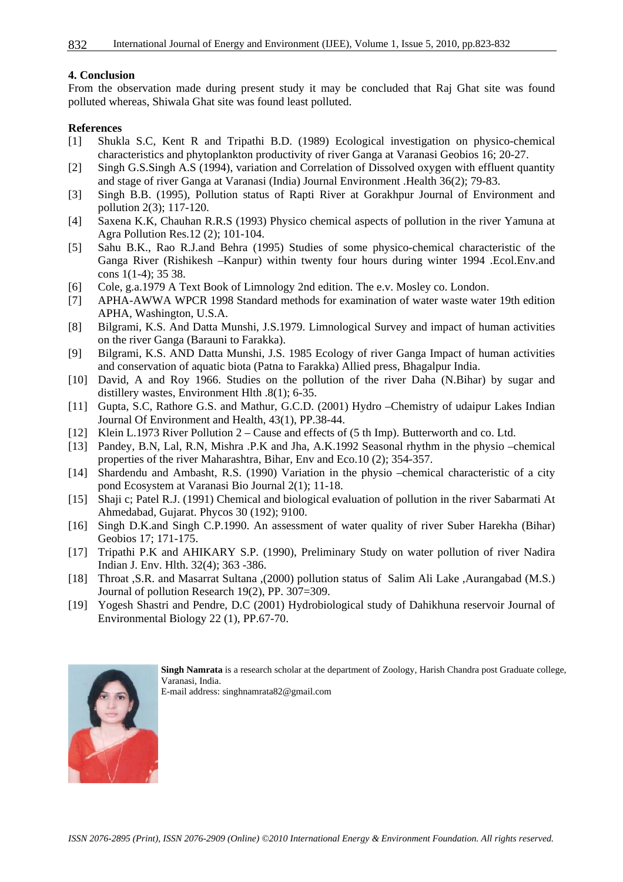## 4. Conclusion

From the observation made during present study it may be concluded that Raj Ghat site was found polluted whereas, Shiwala Ghat site was found least polluted.

## References

[1] Shukla S.C, Kent R and Tripathi B.D. (1989) Ecological investigation on physico-chemical characteristics and phytoplankton productivity of river Ganga at Varanasi Geobios 16; 20-27.

[2] Singh G.S.Singh A.S (1994), variation and Correlation of Dissolved oxygen with effluent quantity and stage of river Ganga at Varanasi (India) Journal Environment .Health 36(2); 79-83.

[3] Singh B.B. (1995), Pollution status of Rapti River at Gorakhpur Journal of Environment and pollution 2(3); 117-120.

[4] Saxena K.K, Chauhan R.R.S (1993) Physico chemical aspects of pollution in the river Yamuna at Agra Pollution Res.12 (2); 101-104.

[5] Sahu B.K., Rao R.J.and Behra (1995) Studies of some physico-chemical characteristic of the Ganga River (Rishikesh –Kanpur) within twenty four hours during winter 1994 .Ecol.Env.and cons 1(1-4); 35 38.

[6] Cole, g.a.1979 A Text Book of Limnology 2nd edition. The e.v. Mosley co. London.

[7] APHA-AWWA WPCR 1998 Standard methods for examination of water waste water 19th edition APHA, Washington, U.S.A.

[8] Bilgrami, K.S. And Datta Munshi, J.S.1979. Limnological Survey and impact of human activities on the river Ganga (Barauni to Farakka).

[9] Bilgrami, K.S. AND Datta Munshi, J.S. 1985 Ecology of river Ganga Impact of human activities and conservation of aquatic biota (Patna to Farakka) Allied press, Bhagalpur India.

[10] David, A and Roy 1966. Studies on the pollution of the river Daha (N.Bihar) by sugar and distillery wastes, Environment Hlth .8(1); 6-35.

[11] Gupta, S.C, Rathore G.S. and Mathur, G.C.D. (2001) Hydro –Chemistry of udaipur Lakes Indian Journal Of Environment and Health, 43(1), PP.38-44.

[12] Klein L.1973 River Pollution 2 – Cause and effects of (5 th Imp). Butterworth and co. Ltd.

[13] Pandey, B.N, Lal, R.N, Mishra .P.K and Jha, A.K.1992 Seasonal rhythm in the physio –chemical properties of the river Maharashtra, Bihar, Env and Eco.10 (2); 354-357.

[14] Shardendu and Ambasht, R.S. (1990) Variation in the physio –chemical characteristic of a city pond Ecosystem at Varanasi Bio Journal 2(1); 11-18.

[15] Shaji c; Patel R.J. (1991) Chemical and biological evaluation of pollution in the river Sabarmati At Ahmedabad, Gujarat. Phycos 30 (192); 9100.

[16] Singh D.K.and Singh C.P.1990. An assessment of water quality of river Suber Harekha (Bihar) Geobios 17; 171-175.

[17] Tripathi P.K and AHIKARY S.P. (1990), Preliminary Study on water pollution of river Nadira Indian J. Env. Hlth. 32(4); 363 -386.

[18] Throat ,S.R. and Masarrat Sultana ,(2000) pollution status of Salim Ali Lake ,Aurangabad (M.S.) Journal of pollution Research 19(2), PP. 307=309.

[19] Yogesh Shastri and Pendre, D.C (2001) Hydrobiological study of Dahikhuna reservoir Journal of Environmental Biology 22 (1), PP.67-70.

**Singh Namrata** is a research scholar at the department of Zoology, Harish Chandra post Graduate college, Varanasi, India.
E-mail address: singhnamrata82@gmail.com